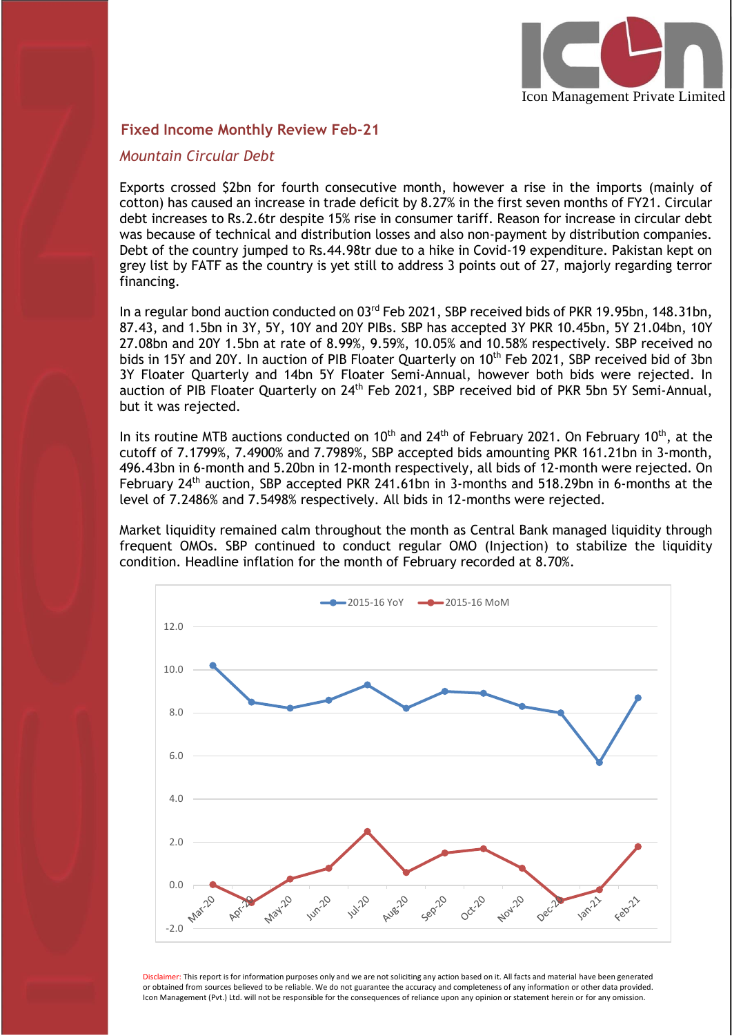Icon Management Private Limited

## Fixed Income Monthly Review Feb-21

### *Mountain Circular Debt*

Exports crossed $2bn for fourth consecutive month, however a rise in the imports (mainly of cotton) has caused an increase in trade deficit by 8.27% in the first seven months of FY21. Circular debt increases to Rs.2.6tr despite 15% rise in consumer tariff. Reason for increase in circular debt was because of technical and distribution losses and also non-payment by distribution companies. Debt of the country jumped to Rs.44.98tr due to a hike in Covid-19 expenditure. Pakistan kept on grey list by FATF as the country is yet still to address 3 points out of 27, majorly regarding terror financing.

In a regular bond auction conducted on 03rd Feb 2021, SBP received bids of PKR 19.95bn, 148.31bn, 87.43, and 1.5bn in 3Y, 5Y, 10Y and 20Y PIBs. SBP has accepted 3Y PKR 10.45bn, 5Y 21.04bn, 10Y 27.08bn and 20Y 1.5bn at rate of 8.99%, 9.59%, 10.05% and 10.58% respectively. SBP received no bids in 15Y and 20Y. In auction of PIB Floater Quarterly on 10th Feb 2021, SBP received bid of 3bn 3Y Floater Quarterly and 14bn 5Y Floater Semi-Annual, however both bids were rejected. In auction of PIB Floater Quarterly on 24th Feb 2021, SBP received bid of PKR 5bn 5Y Semi-Annual, but it was rejected.

In its routine MTB auctions conducted on 10th and 24th of February 2021. On February 10th, at the cutoff of 7.1799%, 7.4900% and 7.7989%, SBP accepted bids amounting PKR 161.21bn in 3-month, 496.43bn in 6-month and 5.20bn in 12-month respectively, all bids of 12-month were rejected. On February 24th auction, SBP accepted PKR 241.61bn in 3-months and 518.29bn in 6-months at the level of 7.2486% and 7.5498% respectively. All bids in 12-months were rejected.

Market liquidity remained calm throughout the month as Central Bank managed liquidity through frequent OMOs. SBP continued to conduct regular OMO (Injection) to stabilize the liquidity condition. Headline inflation for the month of February recorded at 8.70%.

Disclaimer: This report is for information purposes only and we are not soliciting any action based on it. All facts and material have been generated or obtained from sources believed to be reliable. We do not guarantee the accuracy and completeness of any information or other data provided. Icon Management (Pvt.) Ltd. will not be responsible for the consequences of reliance upon any opinion or statement herein or for any omission.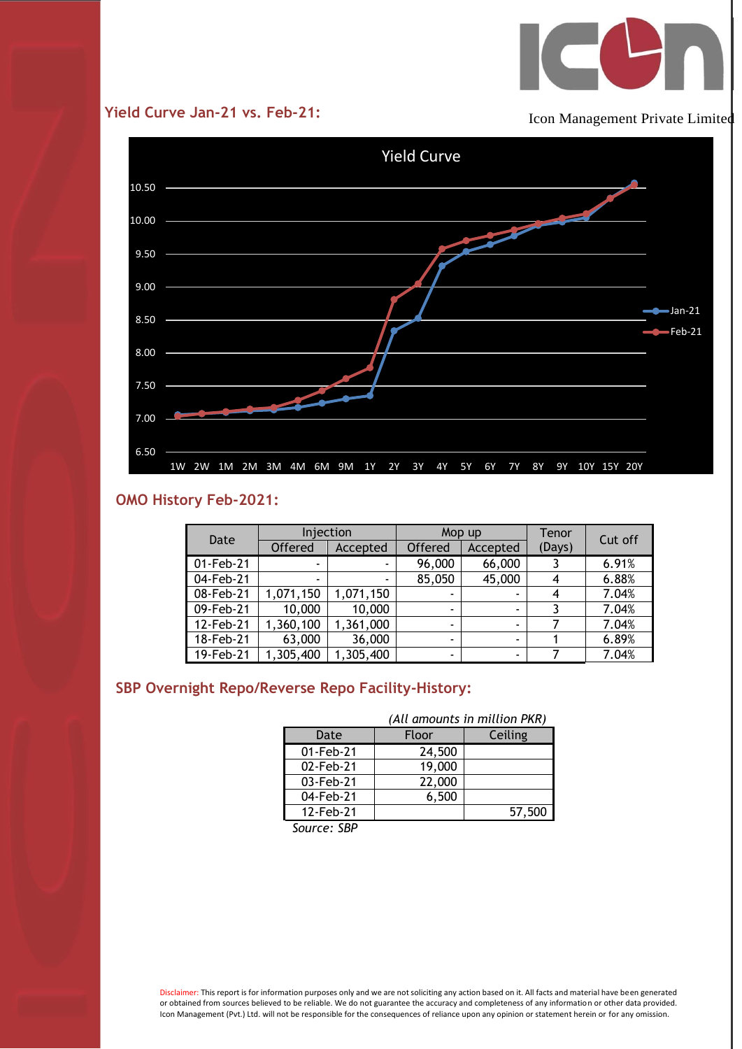Icon Management Private Limited

## Yield Curve Jan-21 vs. Feb-21:

Yield Curve

10.50
10.00
9.50
9.00
8.50
8.00
7.50
7.00
6.50

1W 2W 1M 2M 3M 4M 6M 9M 1Y 2Y 3Y 4Y 5Y 6Y 7Y 8Y 9Y 10Y 15Y 20Y

Jan-21
Feb-21

## OMO History Feb-2021:

| Date | Injection | | Mop up | | Tenor (Days) | Cut off |
|---|---|---|---|---|---|---|
| | Offered | Accepted | Offered | Accepted | | |
| 01-Feb-21 | - | - | 96,000 | 66,000 | 3 | 6.91% |
| 04-Feb-21 | - | - | 85,050 | 45,000 | 4 | 6.88% |
| 08-Feb-21 | 1,071,150 | 1,071,150 | - | - | 4 | 7.04% |
| 09-Feb-21 | 10,000 | 10,000 | - | - | 3 | 7.04% |
| 12-Feb-21 | 1,360,100 | 1,361,000 | - | - | 7 | 7.04% |
| 18-Feb-21 | 63,000 | 36,000 | - | - | 1 | 6.89% |
| 19-Feb-21 | 1,305,400 | 1,305,400 | - | - | 7 | 7.04% |

## SBP Overnight Repo/Reverse Repo Facility-History:

*(All amounts in million PKR)*

| Date | Floor | Ceiling |
|---|---|---|
| 01-Feb-21 | 24,500 | |
| 02-Feb-21 | 19,000 | |
| 03-Feb-21 | 22,000 | |
| 04-Feb-21 | 6,500 | |
| 12-Feb-21 | | 57,500 |

*Source: SBP*

Disclaimer: This report is for information purposes only and we are not soliciting any action based on it. All facts and material have been generated or obtained from sources believed to be reliable. We do not guarantee the accuracy and completeness of any information or other data provided. Icon Management (Pvt.) Ltd. will not be responsible for the consequences of reliance upon any opinion or statement herein or for any omission.